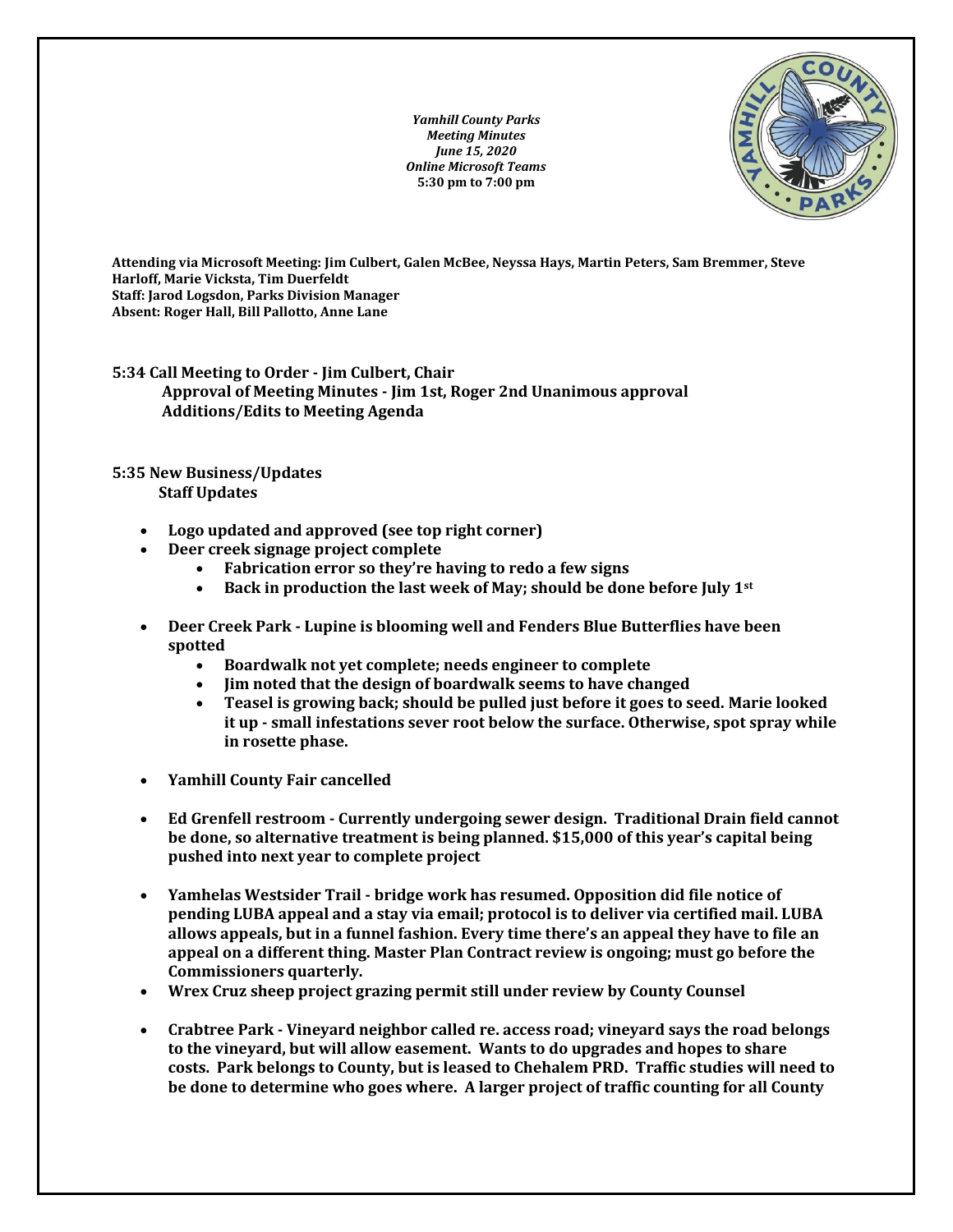*Yamhill County Parks*
*Meeting Minutes*
*June 15, 2020*
*Online Microsoft Teams*
**5:30 pm to 7:00 pm**

**Attending via Microsoft Meeting: Jim Culbert, Galen McBee, Neyssa Hays, Martin Peters, Sam Bremmer, Steve Harloff, Marie Vicksta, Tim Duerfeldt**
**Staff: Jarod Logsdon, Parks Division Manager**
**Absent: Roger Hall, Bill Pallotto, Anne Lane**

**5:34 Call Meeting to Order - Jim Culbert, Chair**
**Approval of Meeting Minutes - Jim 1st, Roger 2nd Unanimous approval**
**Additions/Edits to Meeting Agenda**

**5:35 New Business/Updates**
**Staff Updates**

- **Logo updated and approved (see top right corner)**
- **Deer creek signage project complete**
  - **Fabrication error so they're having to redo a few signs**
  - **Back in production the last week of May; should be done before July 1st**
- **Deer Creek Park - Lupine is blooming well and Fenders Blue Butterflies have been spotted**
  - **Boardwalk not yet complete; needs engineer to complete**
  - **Jim noted that the design of boardwalk seems to have changed**
  - **Teasel is growing back; should be pulled just before it goes to seed. Marie looked it up - small infestations sever root below the surface. Otherwise, spot spray while in rosette phase.**
- **Yamhill County Fair cancelled**
- **Ed Grenfell restroom - Currently undergoing sewer design. Traditional Drain field cannot be done, so alternative treatment is being planned. $15,000 of this year's capital being pushed into next year to complete project**
- **Yamhelas Westsider Trail - bridge work has resumed. Opposition did file notice of pending LUBA appeal and a stay via email; protocol is to deliver via certified mail. LUBA allows appeals, but in a funnel fashion. Every time there's an appeal they have to file an appeal on a different thing. Master Plan Contract review is ongoing; must go before the Commissioners quarterly.**
- **Wrex Cruz sheep project grazing permit still under review by County Counsel**
- **Crabtree Park - Vineyard neighbor called re. access road; vineyard says the road belongs to the vineyard, but will allow easement. Wants to do upgrades and hopes to share costs. Park belongs to County, but is leased to Chehalem PRD. Traffic studies will need to be done to determine who goes where. A larger project of traffic counting for all County**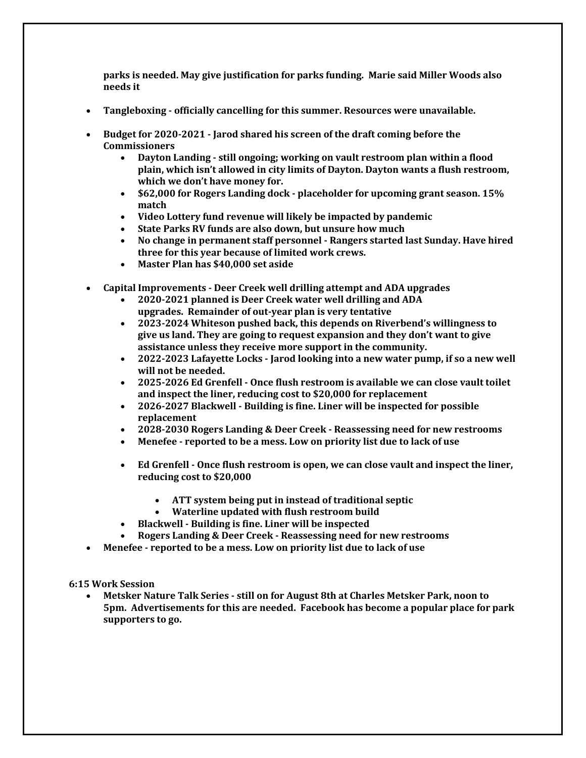**parks is needed. May give justification for parks funding. Marie said Miller Woods also needs it**

- **Tangleboxing - officially cancelling for this summer. Resources were unavailable.**

- **Budget for 2020-2021 - Jarod shared his screen of the draft coming before the Commissioners**
    - **Dayton Landing - still ongoing; working on vault restroom plan within a flood plain, which isn't allowed in city limits of Dayton. Dayton wants a flush restroom, which we don't have money for.**
    - **$62,000 for Rogers Landing dock - placeholder for upcoming grant season. 15% match**
    - **Video Lottery fund revenue will likely be impacted by pandemic**
    - **State Parks RV funds are also down, but unsure how much**
    - **No change in permanent staff personnel - Rangers started last Sunday. Have hired three for this year because of limited work crews.**
    - **Master Plan has $40,000 set aside**

- **Capital Improvements - Deer Creek well drilling attempt and ADA upgrades**
    - **2020-2021 planned is Deer Creek water well drilling and ADA upgrades. Remainder of out-year plan is very tentative**
    - **2023-2024 Whiteson pushed back, this depends on Riverbend's willingness to give us land. They are going to request expansion and they don't want to give assistance unless they receive more support in the community.**
    - **2022-2023 Lafayette Locks - Jarod looking into a new water pump, if so a new well will not be needed.**
    - **2025-2026 Ed Grenfell - Once flush restroom is available we can close vault toilet and inspect the liner, reducing cost to $20,000 for replacement**
    - **2026-2027 Blackwell - Building is fine. Liner will be inspected for possible replacement**
    - **2028-2030 Rogers Landing & Deer Creek - Reassessing need for new restrooms**
    - **Menefee - reported to be a mess. Low on priority list due to lack of use**

    - **Ed Grenfell - Once flush restroom is open, we can close vault and inspect the liner, reducing cost to $20,000**
        - **ATT system being put in instead of traditional septic**
        - **Waterline updated with flush restroom build**
    - **Blackwell - Building is fine. Liner will be inspected**
    - **Rogers Landing & Deer Creek - Reassessing need for new restrooms**
- **Menefee - reported to be a mess. Low on priority list due to lack of use**

**6:15 Work Session**

- **Metsker Nature Talk Series - still on for August 8th at Charles Metsker Park, noon to 5pm. Advertisements for this are needed. Facebook has become a popular place for park supporters to go.**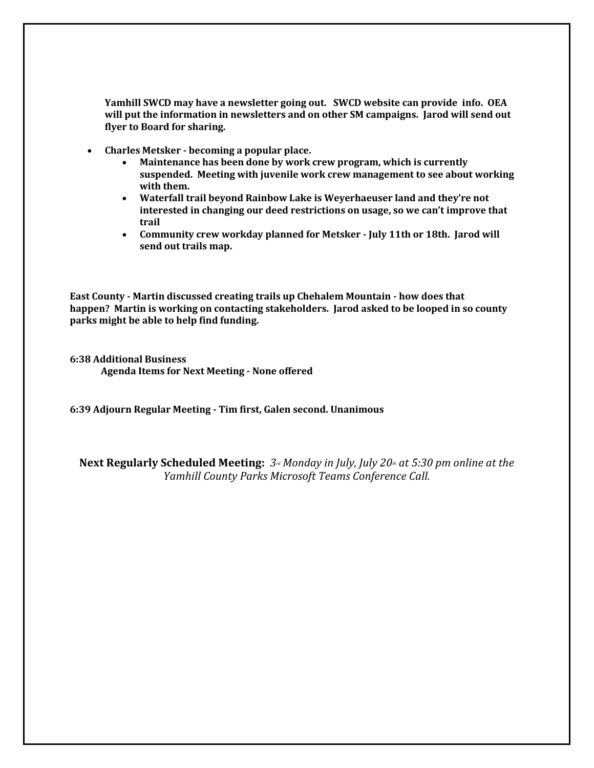**Yamhill SWCD may have a newsletter going out. SWCD website can provide info. OEA will put the information in newsletters and on other SM campaigns. Jarod will send out flyer to Board for sharing.**

- **Charles Metsker - becoming a popular place.**
    - **Maintenance has been done by work crew program, which is currently suspended. Meeting with juvenile work crew management to see about working with them.**
    - **Waterfall trail beyond Rainbow Lake is Weyerhaeuser land and they're not interested in changing our deed restrictions on usage, so we can't improve that trail**
    - **Community crew workday planned for Metsker - July 11th or 18th. Jarod will send out trails map.**

**East County - Martin discussed creating trails up Chehalem Mountain - how does that happen? Martin is working on contacting stakeholders. Jarod asked to be looped in so county parks might be able to help find funding.**

**6:38 Additional Business**
**Agenda Items for Next Meeting - None offered**

**6:39 Adjourn Regular Meeting - Tim first, Galen second. Unanimous**

**Next Regularly Scheduled Meeting:** *3rd Monday in July, July 20th at 5:30 pm online at the Yamhill County Parks Microsoft Teams Conference Call.*